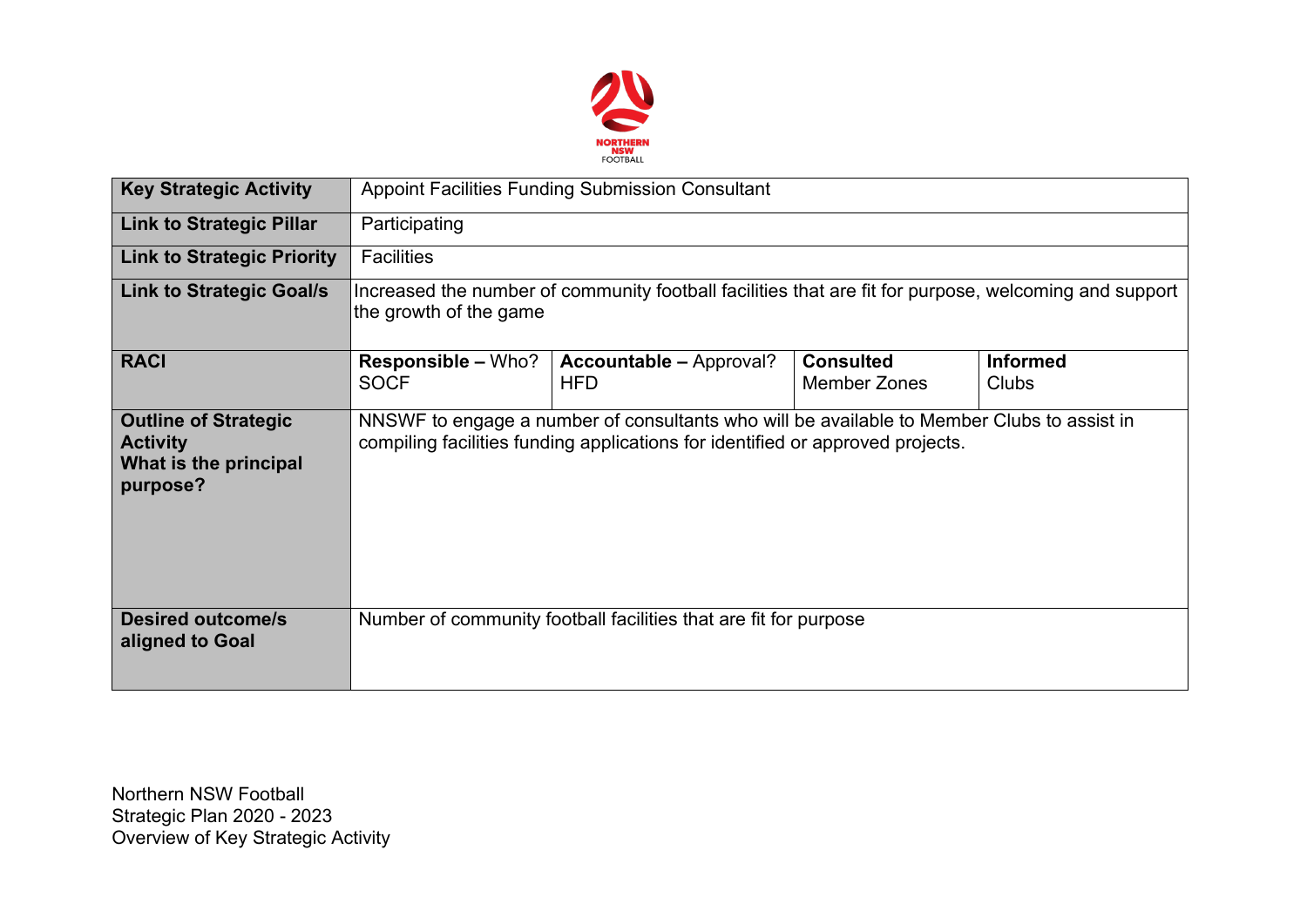| Key Strategic Activity | Appoint Facilities Funding Submission Consultant | | | |
|---|---|---|---|---|
| **Link to Strategic Pillar** | Participating | | | |
| **Link to Strategic Priority** | Facilities | | | |
| **Link to Strategic Goal/s** | Increased the number of community football facilities that are fit for purpose, welcoming and support the growth of the game | | | |
| **RACI** | **Responsible –** Who?<br>SOCF | **Accountable –** Approval?<br>HFD | **Consulted**<br>Member Zones | **Informed**<br>Clubs |
| **Outline of Strategic Activity**<br>**What is the principal purpose?** | NNSWF to engage a number of consultants who will be available to Member Clubs to assist in compiling facilities funding applications for identified or approved projects. | | | |
| **Desired outcome/s aligned to Goal** | Number of community football facilities that are fit for purpose | | | |

Northern NSW Football
Strategic Plan 2020 - 2023
Overview of Key Strategic Activity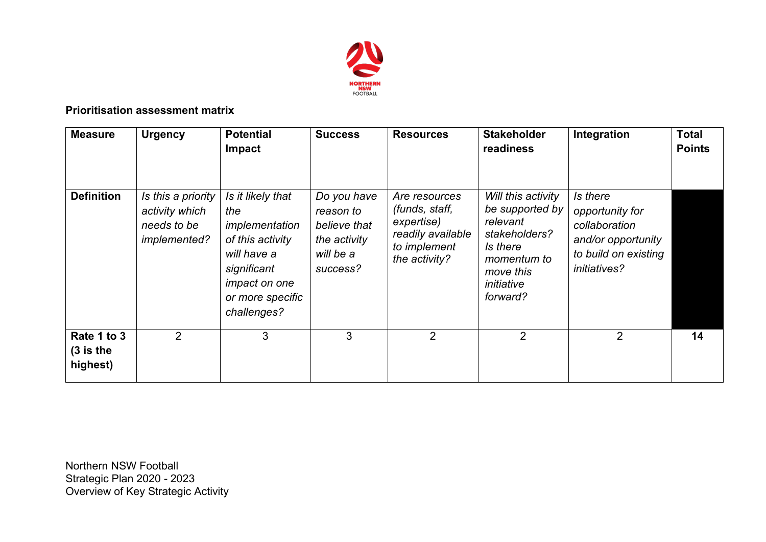**Prioritisation assessment matrix**

| Measure | Urgency | Potential Impact | Success | Resources | Stakeholder readiness | Integration | Total Points |
|---|---|---|---|---|---|---|---|
| **Definition** | *Is this a priority activity which needs to be implemented?* | *Is it likely that the implementation of this activity will have a significant impact on one or more specific challenges?* | *Do you have reason to believe that the activity will be a success?* | *Are resources (funds, staff, expertise) readily available to implement the activity?* | *Will this activity be supported by relevant stakeholders? Is there momentum to move this initiative forward?* | *Is there opportunity for collaboration and/or opportunity to build on existing initiatives?* | |
| **Rate 1 to 3 (3 is the highest)** | 2 | 3 | 3 | 2 | 2 | 2 | **14** |

Northern NSW Football
Strategic Plan 2020 - 2023
Overview of Key Strategic Activity